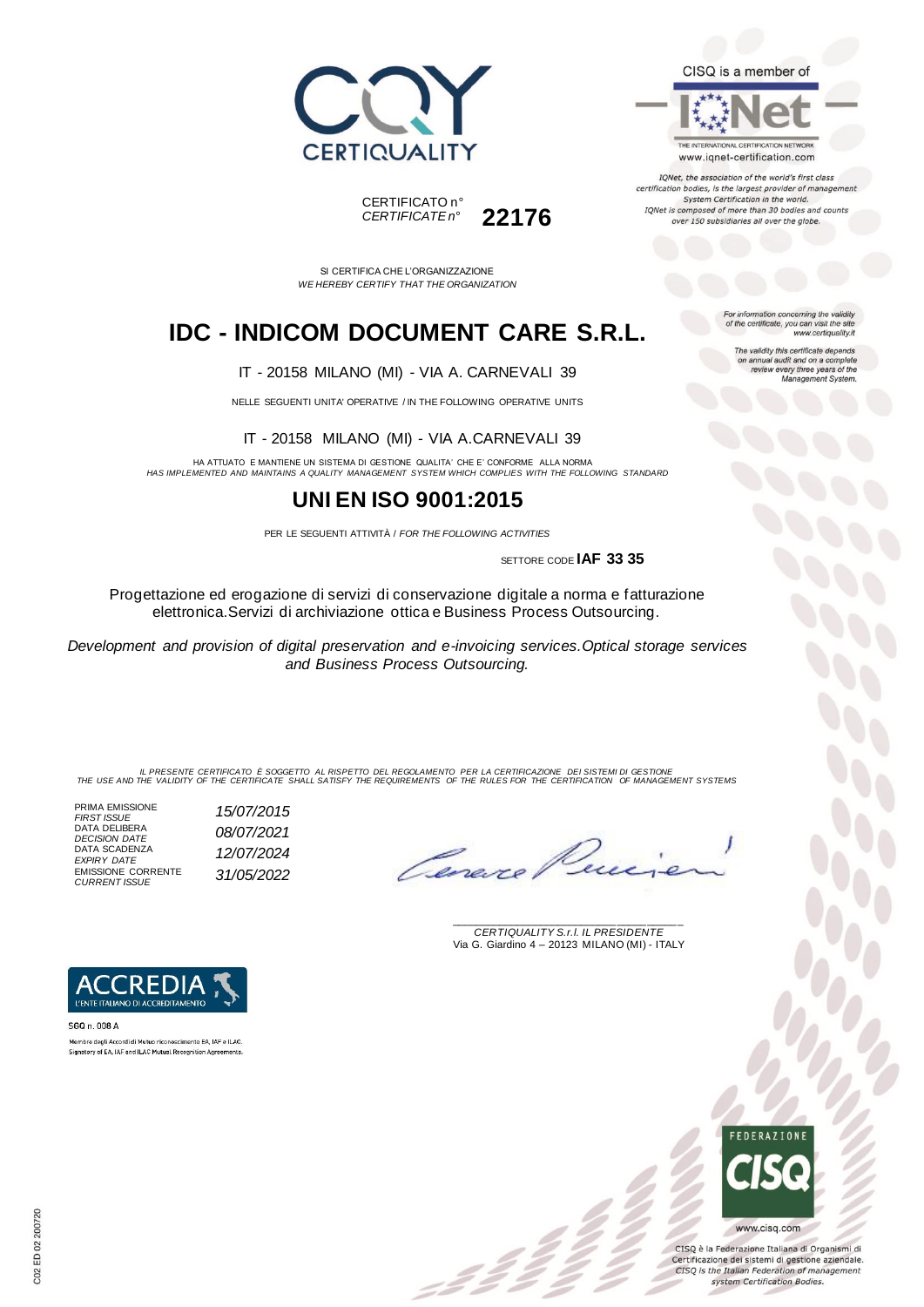CERTIQUALITY

CERTIFICATO n°
*CERTIFICATE n°* **22176**

CISQ is a member of

IQNet

THE INTERNATIONAL CERTIFICATION NETWORK
www.iqnet-certification.com

*IQNet, the association of the world's first class certification bodies, is the largest provider of management System Certification in the world. IQNet is composed of more than 30 bodies and counts over 150 subsidiaries all over the globe.*

SI CERTIFICA CHE L'ORGANIZZAZIONE
*WE HEREBY CERTIFY THAT THE ORGANIZATION*

*For information concerning the validity of the certificate, you can visit the site www.certiquality.it*

*The validity this certificate depends on annual audit and on a complete review every three years of the Management System.*

# IDC - INDICOM DOCUMENT CARE S.R.L.

IT - 20158 MILANO (MI) - VIA A. CARNEVALI 39

NELLE SEGUENTI UNITA' OPERATIVE / IN THE FOLLOWING OPERATIVE UNITS

IT - 20158 MILANO (MI) - VIA A.CARNEVALI 39

HA ATTUATO E MANTIENE UN SISTEMA DI GESTIONE QUALITA' CHE E' CONFORME ALLA NORMA
*HAS IMPLEMENTED AND MAINTAINS A QUALITY MANAGEMENT SYSTEM WHICH COMPLIES WITH THE FOLLOWING STANDARD*

## UNI EN ISO 9001:2015

PER LE SEGUENTI ATTIVITÀ / *FOR THE FOLLOWING ACTIVITIES*

SETTORE CODE **IAF 33 35**

Progettazione ed erogazione di servizi di conservazione digitale a norma e fatturazione elettronica.Servizi di archiviazione ottica e Business Process Outsourcing.

*Development and provision of digital preservation and e-invoicing services.Optical storage services and Business Process Outsourcing.*

*IL PRESENTE CERTIFICATO È SOGGETTO AL RISPETTO DEL REGOLAMENTO PER LA CERTIFICAZIONE DEI SISTEMI DI GESTIONE*
*THE USE AND THE VALIDITY OF THE CERTIFICATE SHALL SATISFY THE REQUIREMENTS OF THE RULES FOR THE CERTIFICATION OF MANAGEMENT SYSTEMS*

| | |
|---|---|
| PRIMA EMISSIONE *FIRST ISSUE* | *15/07/2015* |
| DATA DELIBERA *DECISION DATE* | *08/07/2021* |
| DATA SCADENZA *EXPIRY DATE* | *12/07/2024* |
| EMISSIONE CORRENTE *CURRENT ISSUE* | *31/05/2022* |

*CERTIQUALITY S.r.l. IL PRESIDENTE*
Via G. Giardino 4 – 20123 MILANO (MI) - ITALY

ACCREDIA
L'ENTE ITALIANO DI ACCREDITAMENTO

SGQ n. 008 A
Membro degli Accordi di Mutuo riconoscimento EA, IAF e ILAC.
Signatory of EA, IAF and ILAC Mutual Recognition Agreements.

FEDERAZIONE CISQ

www.cisq.com

CISQ è la Federazione Italiana di Organismi di Certificazione dei sistemi di gestione aziendale.
*CISQ is the Italian Federation of management system Certification Bodies.*

C02 ED 02 200720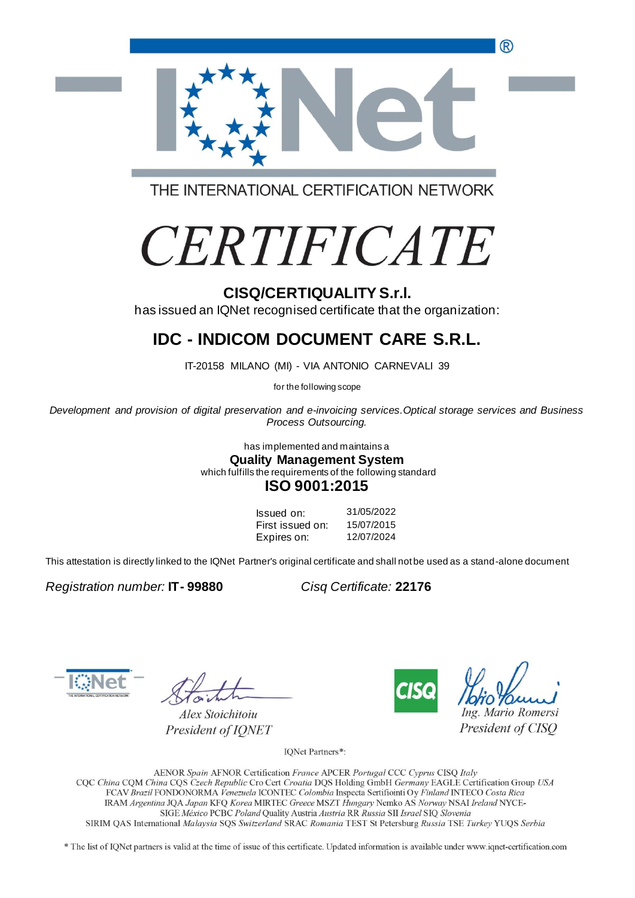IQNet ®

THE INTERNATIONAL CERTIFICATION NETWORK

# CERTIFICATE

## CISQ/CERTIQUALITY S.r.l.

has issued an IQNet recognised certificate that the organization:

## IDC - INDICOM DOCUMENT CARE S.R.L.

IT-20158 MILANO (MI) - VIA ANTONIO CARNEVALI 39

for the following scope

*Development and provision of digital preservation and e-invoicing services.Optical storage services and Business Process Outsourcing.*

has implemented and maintains a

**Quality Management System**

which fulfills the requirements of the following standard

**ISO 9001:2015**

| | |
|---|---|
| Issued on: | 31/05/2022 |
| First issued on: | 15/07/2015 |
| Expires on: | 12/07/2024 |

This attestation is directly linked to the IQNet Partner's original certificate and shall not be used as a stand-alone document

*Registration number:* **IT - 99880** *Cisq Certificate:* **22176**

*Alex Stoichitoiu*
*President of IQNET*

*Ing. Mario Romersi*
*President of CISQ*

IQNet Partners*:

AENOR *Spain* AFNOR Certification *France* APCER *Portugal* CCC *Cyprus* CISQ *Italy*
CQC *China* CQM *China* CQS *Czech Republic* Cro Cert *Croatia* DQS Holding GmbH *Germany* EAGLE Certification Group *USA*
FCAV *Brazil* FONDONORMA *Venezuela* ICONTEC *Colombia* Inspecta Sertifiointi Oy *Finland* INTECO *Costa Rica*
IRAM *Argentina* JQA *Japan* KFQ *Korea* MIRTEC *Greece* MSZT *Hungary* Nemko AS *Norway* NSAI *Ireland* NYCE-SIGE *México* PCBC *Poland* Quality Austria *Austria* RR *Russia* SII *Israel* SIQ *Slovenia*
SIRIM QAS International *Malaysia* SQS *Switzerland* SRAC *Romania* TEST St Petersburg *Russia* TSE *Turkey* YUQS *Serbia*

* The list of IQNet partners is valid at the time of issue of this certificate. Updated information is available under www.iqnet-certification.com